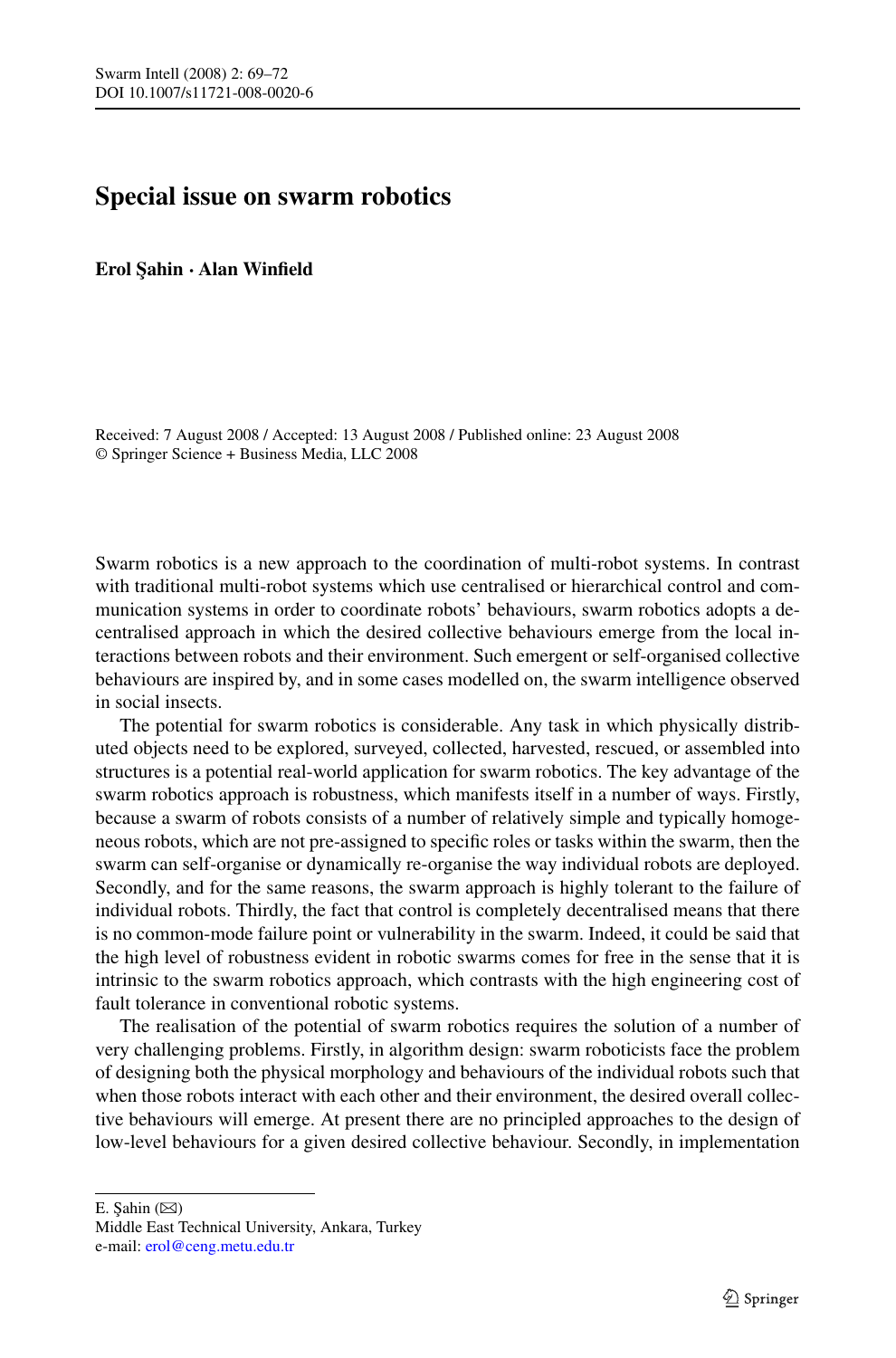# Special issue on swarm robotics

**Erol Şahin · Alan Winfield**

Received: 7 August 2008 / Accepted: 13 August 2008 / Published online: 23 August 2008
© Springer Science + Business Media, LLC 2008

Swarm robotics is a new approach to the coordination of multi-robot systems. In contrast with traditional multi-robot systems which use centralised or hierarchical control and communication systems in order to coordinate robots' behaviours, swarm robotics adopts a decentralised approach in which the desired collective behaviours emerge from the local interactions between robots and their environment. Such emergent or self-organised collective behaviours are inspired by, and in some cases modelled on, the swarm intelligence observed in social insects.

The potential for swarm robotics is considerable. Any task in which physically distributed objects need to be explored, surveyed, collected, harvested, rescued, or assembled into structures is a potential real-world application for swarm robotics. The key advantage of the swarm robotics approach is robustness, which manifests itself in a number of ways. Firstly, because a swarm of robots consists of a number of relatively simple and typically homogeneous robots, which are not pre-assigned to specific roles or tasks within the swarm, then the swarm can self-organise or dynamically re-organise the way individual robots are deployed. Secondly, and for the same reasons, the swarm approach is highly tolerant to the failure of individual robots. Thirdly, the fact that control is completely decentralised means that there is no common-mode failure point or vulnerability in the swarm. Indeed, it could be said that the high level of robustness evident in robotic swarms comes for free in the sense that it is intrinsic to the swarm robotics approach, which contrasts with the high engineering cost of fault tolerance in conventional robotic systems.

The realisation of the potential of swarm robotics requires the solution of a number of very challenging problems. Firstly, in algorithm design: swarm roboticists face the problem of designing both the physical morphology and behaviours of the individual robots such that when those robots interact with each other and their environment, the desired overall collective behaviours will emerge. At present there are no principled approaches to the design of low-level behaviours for a given desired collective behaviour. Secondly, in implementation

E. Şahin (✉)
Middle East Technical University, Ankara, Turkey
e-mail: erol@ceng.metu.edu.tr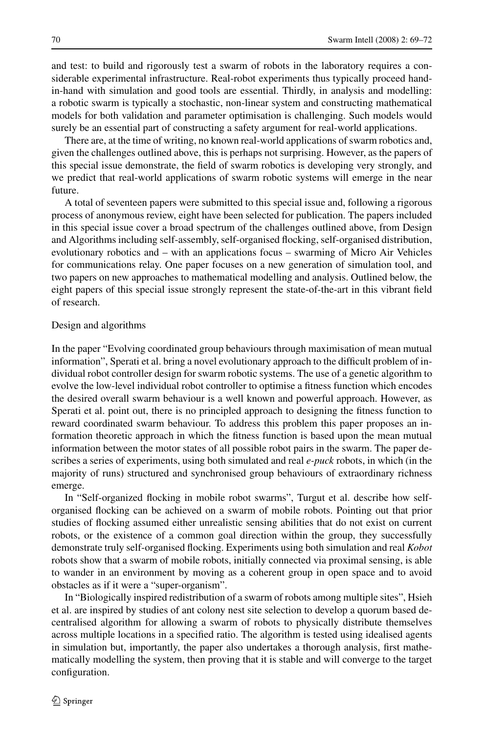and test: to build and rigorously test a swarm of robots in the laboratory requires a considerable experimental infrastructure. Real-robot experiments thus typically proceed hand-in-hand with simulation and good tools are essential. Thirdly, in analysis and modelling: a robotic swarm is typically a stochastic, non-linear system and constructing mathematical models for both validation and parameter optimisation is challenging. Such models would surely be an essential part of constructing a safety argument for real-world applications.

There are, at the time of writing, no known real-world applications of swarm robotics and, given the challenges outlined above, this is perhaps not surprising. However, as the papers of this special issue demonstrate, the field of swarm robotics is developing very strongly, and we predict that real-world applications of swarm robotic systems will emerge in the near future.

A total of seventeen papers were submitted to this special issue and, following a rigorous process of anonymous review, eight have been selected for publication. The papers included in this special issue cover a broad spectrum of the challenges outlined above, from Design and Algorithms including self-assembly, self-organised flocking, self-organised distribution, evolutionary robotics and – with an applications focus – swarming of Micro Air Vehicles for communications relay. One paper focuses on a new generation of simulation tool, and two papers on new approaches to mathematical modelling and analysis. Outlined below, the eight papers of this special issue strongly represent the state-of-the-art in this vibrant field of research.

## Design and algorithms

In the paper "Evolving coordinated group behaviours through maximisation of mean mutual information", Sperati et al. bring a novel evolutionary approach to the difficult problem of individual robot controller design for swarm robotic systems. The use of a genetic algorithm to evolve the low-level individual robot controller to optimise a fitness function which encodes the desired overall swarm behaviour is a well known and powerful approach. However, as Sperati et al. point out, there is no principled approach to designing the fitness function to reward coordinated swarm behaviour. To address this problem this paper proposes an information theoretic approach in which the fitness function is based upon the mean mutual information between the motor states of all possible robot pairs in the swarm. The paper describes a series of experiments, using both simulated and real *e-puck* robots, in which (in the majority of runs) structured and synchronised group behaviours of extraordinary richness emerge.

In "Self-organized flocking in mobile robot swarms", Turgut et al. describe how self-organised flocking can be achieved on a swarm of mobile robots. Pointing out that prior studies of flocking assumed either unrealistic sensing abilities that do not exist on current robots, or the existence of a common goal direction within the group, they successfully demonstrate truly self-organised flocking. Experiments using both simulation and real *Kobot* robots show that a swarm of mobile robots, initially connected via proximal sensing, is able to wander in an environment by moving as a coherent group in open space and to avoid obstacles as if it were a "super-organism".

In "Biologically inspired redistribution of a swarm of robots among multiple sites", Hsieh et al. are inspired by studies of ant colony nest site selection to develop a quorum based decentralised algorithm for allowing a swarm of robots to physically distribute themselves across multiple locations in a specified ratio. The algorithm is tested using idealised agents in simulation but, importantly, the paper also undertakes a thorough analysis, first mathematically modelling the system, then proving that it is stable and will converge to the target configuration.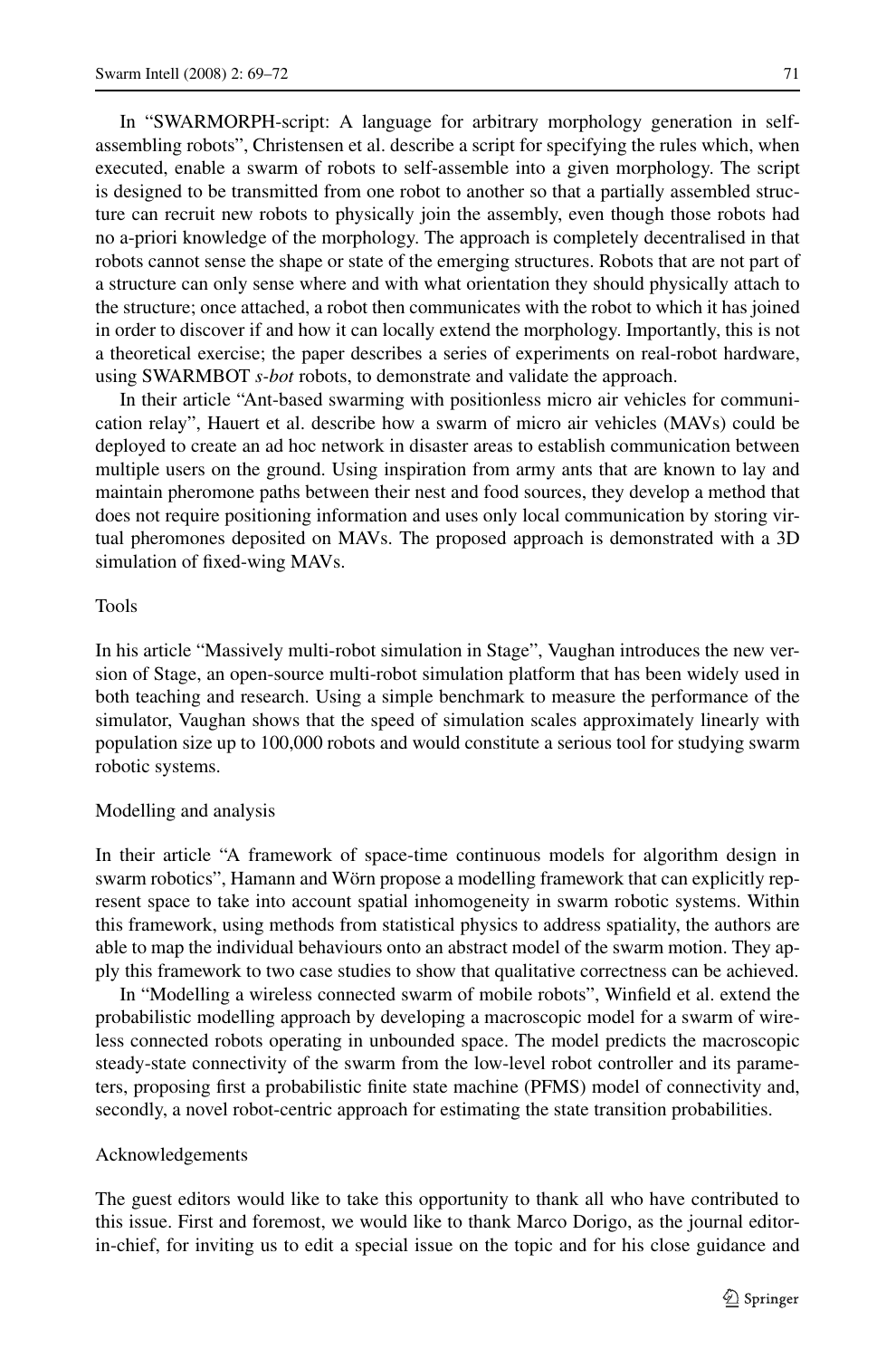In "SWARMORPH-script: A language for arbitrary morphology generation in self-assembling robots", Christensen et al. describe a script for specifying the rules which, when executed, enable a swarm of robots to self-assemble into a given morphology. The script is designed to be transmitted from one robot to another so that a partially assembled structure can recruit new robots to physically join the assembly, even though those robots had no a-priori knowledge of the morphology. The approach is completely decentralised in that robots cannot sense the shape or state of the emerging structures. Robots that are not part of a structure can only sense where and with what orientation they should physically attach to the structure; once attached, a robot then communicates with the robot to which it has joined in order to discover if and how it can locally extend the morphology. Importantly, this is not a theoretical exercise; the paper describes a series of experiments on real-robot hardware, using SWARMBOT *s-bot* robots, to demonstrate and validate the approach.

In their article "Ant-based swarming with positionless micro air vehicles for communication relay", Hauert et al. describe how a swarm of micro air vehicles (MAVs) could be deployed to create an ad hoc network in disaster areas to establish communication between multiple users on the ground. Using inspiration from army ants that are known to lay and maintain pheromone paths between their nest and food sources, they develop a method that does not require positioning information and uses only local communication by storing virtual pheromones deposited on MAVs. The proposed approach is demonstrated with a 3D simulation of fixed-wing MAVs.

## Tools

In his article "Massively multi-robot simulation in Stage", Vaughan introduces the new version of Stage, an open-source multi-robot simulation platform that has been widely used in both teaching and research. Using a simple benchmark to measure the performance of the simulator, Vaughan shows that the speed of simulation scales approximately linearly with population size up to 100,000 robots and would constitute a serious tool for studying swarm robotic systems.

## Modelling and analysis

In their article "A framework of space-time continuous models for algorithm design in swarm robotics", Hamann and Wörn propose a modelling framework that can explicitly represent space to take into account spatial inhomogeneity in swarm robotic systems. Within this framework, using methods from statistical physics to address spatiality, the authors are able to map the individual behaviours onto an abstract model of the swarm motion. They apply this framework to two case studies to show that qualitative correctness can be achieved.

In "Modelling a wireless connected swarm of mobile robots", Winfield et al. extend the probabilistic modelling approach by developing a macroscopic model for a swarm of wireless connected robots operating in unbounded space. The model predicts the macroscopic steady-state connectivity of the swarm from the low-level robot controller and its parameters, proposing first a probabilistic finite state machine (PFMS) model of connectivity and, secondly, a novel robot-centric approach for estimating the state transition probabilities.

## Acknowledgements

The guest editors would like to take this opportunity to thank all who have contributed to this issue. First and foremost, we would like to thank Marco Dorigo, as the journal editor-in-chief, for inviting us to edit a special issue on the topic and for his close guidance and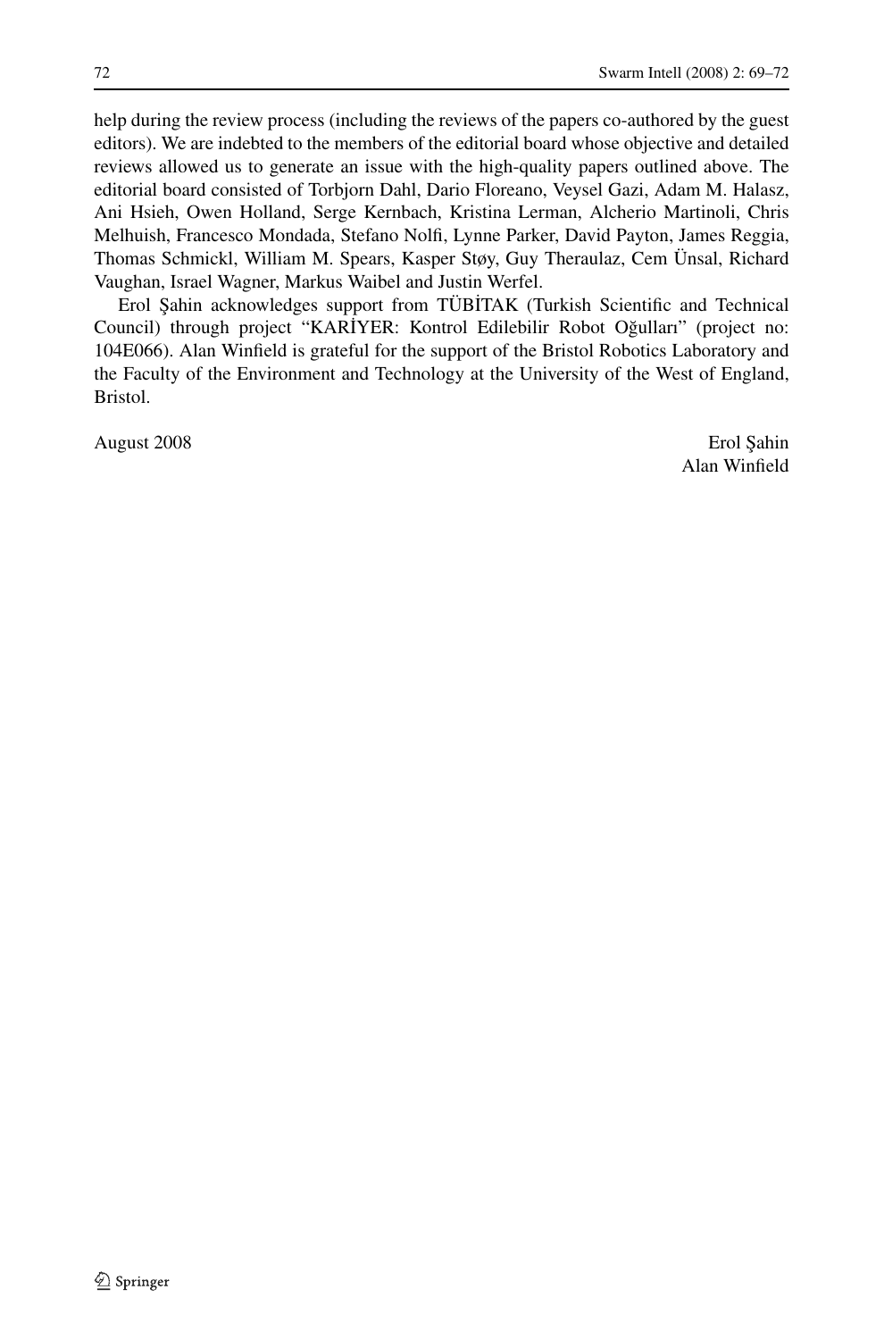help during the review process (including the reviews of the papers co-authored by the guest editors). We are indebted to the members of the editorial board whose objective and detailed reviews allowed us to generate an issue with the high-quality papers outlined above. The editorial board consisted of Torbjorn Dahl, Dario Floreano, Veysel Gazi, Adam M. Halasz, Ani Hsieh, Owen Holland, Serge Kernbach, Kristina Lerman, Alcherio Martinoli, Chris Melhuish, Francesco Mondada, Stefano Nolfi, Lynne Parker, David Payton, James Reggia, Thomas Schmickl, William M. Spears, Kasper Støy, Guy Theraulaz, Cem Ünsal, Richard Vaughan, Israel Wagner, Markus Waibel and Justin Werfel.

Erol Şahin acknowledges support from TÜBİTAK (Turkish Scientific and Technical Council) through project "KARİYER: Kontrol Edilebilir Robot Oğulları" (project no: 104E066). Alan Winfield is grateful for the support of the Bristol Robotics Laboratory and the Faculty of the Environment and Technology at the University of the West of England, Bristol.

August 2008

Erol Şahin
Alan Winfield